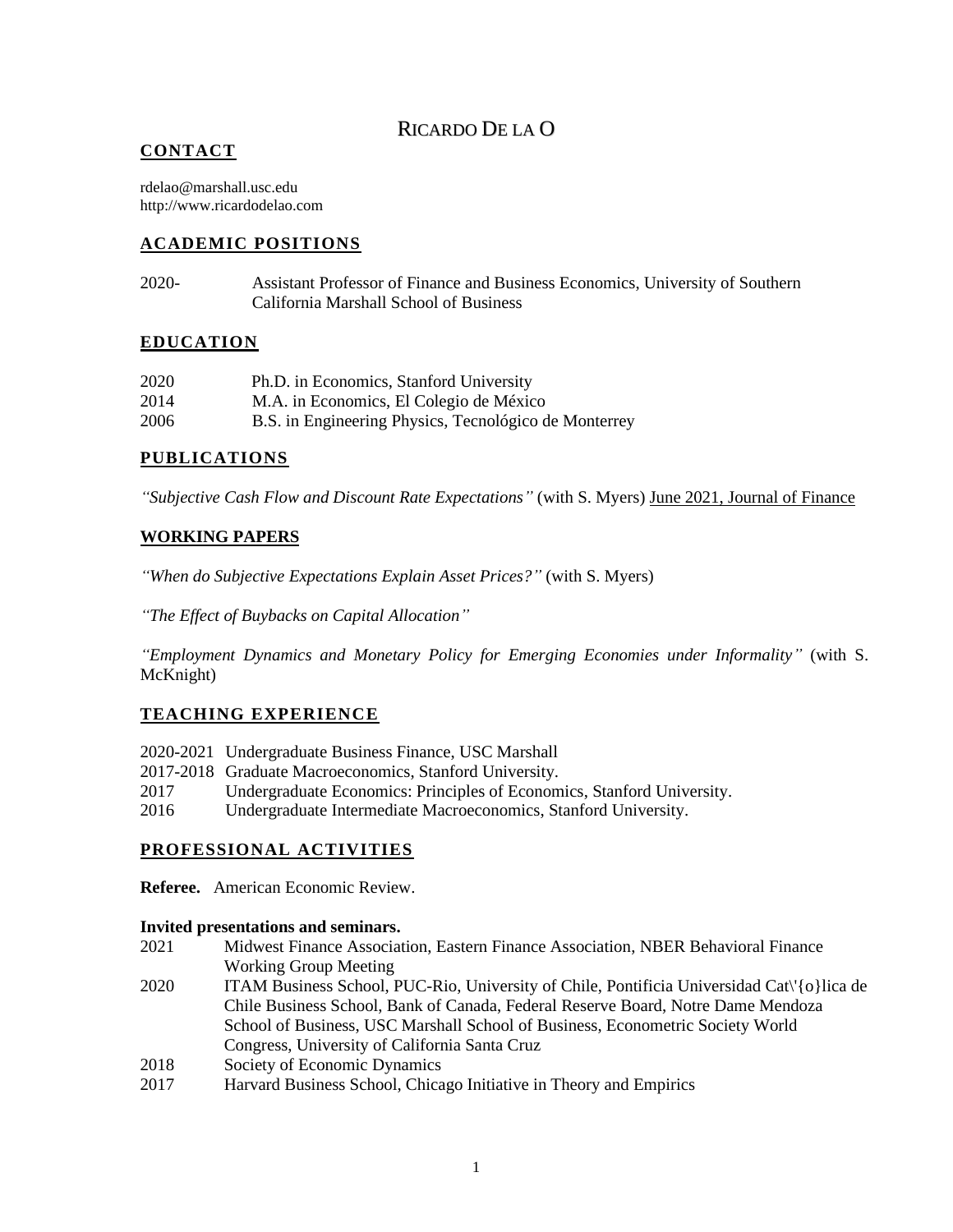# RICARDO DE LA O

## CONTACT

rdelao@marshall.usc.edu
http://www.ricardodelao.com

## ACADEMIC POSITIONS

2020- Assistant Professor of Finance and Business Economics, University of Southern California Marshall School of Business

## EDUCATION

2020 Ph.D. in Economics, Stanford University
2014 M.A. in Economics, El Colegio de México
2006 B.S. in Engineering Physics, Tecnológico de Monterrey

## PUBLICATIONS

*"Subjective Cash Flow and Discount Rate Expectations"* (with S. Myers) June 2021, Journal of Finance

## WORKING PAPERS

*"When do Subjective Expectations Explain Asset Prices?"* (with S. Myers)

*"The Effect of Buybacks on Capital Allocation"*

*"Employment Dynamics and Monetary Policy for Emerging Economies under Informality"* (with S. McKnight)

## TEACHING EXPERIENCE

2020-2021 Undergraduate Business Finance, USC Marshall
2017-2018 Graduate Macroeconomics, Stanford University.
2017 Undergraduate Economics: Principles of Economics, Stanford University.
2016 Undergraduate Intermediate Macroeconomics, Stanford University.

## PROFESSIONAL ACTIVITIES

**Referee.** American Economic Review.

**Invited presentations and seminars.**

2021 Midwest Finance Association, Eastern Finance Association, NBER Behavioral Finance Working Group Meeting
2020 ITAM Business School, PUC-Rio, University of Chile, Pontificia Universidad Cat\'{o}lica de Chile Business School, Bank of Canada, Federal Reserve Board, Notre Dame Mendoza School of Business, USC Marshall School of Business, Econometric Society World Congress, University of California Santa Cruz
2018 Society of Economic Dynamics
2017 Harvard Business School, Chicago Initiative in Theory and Empirics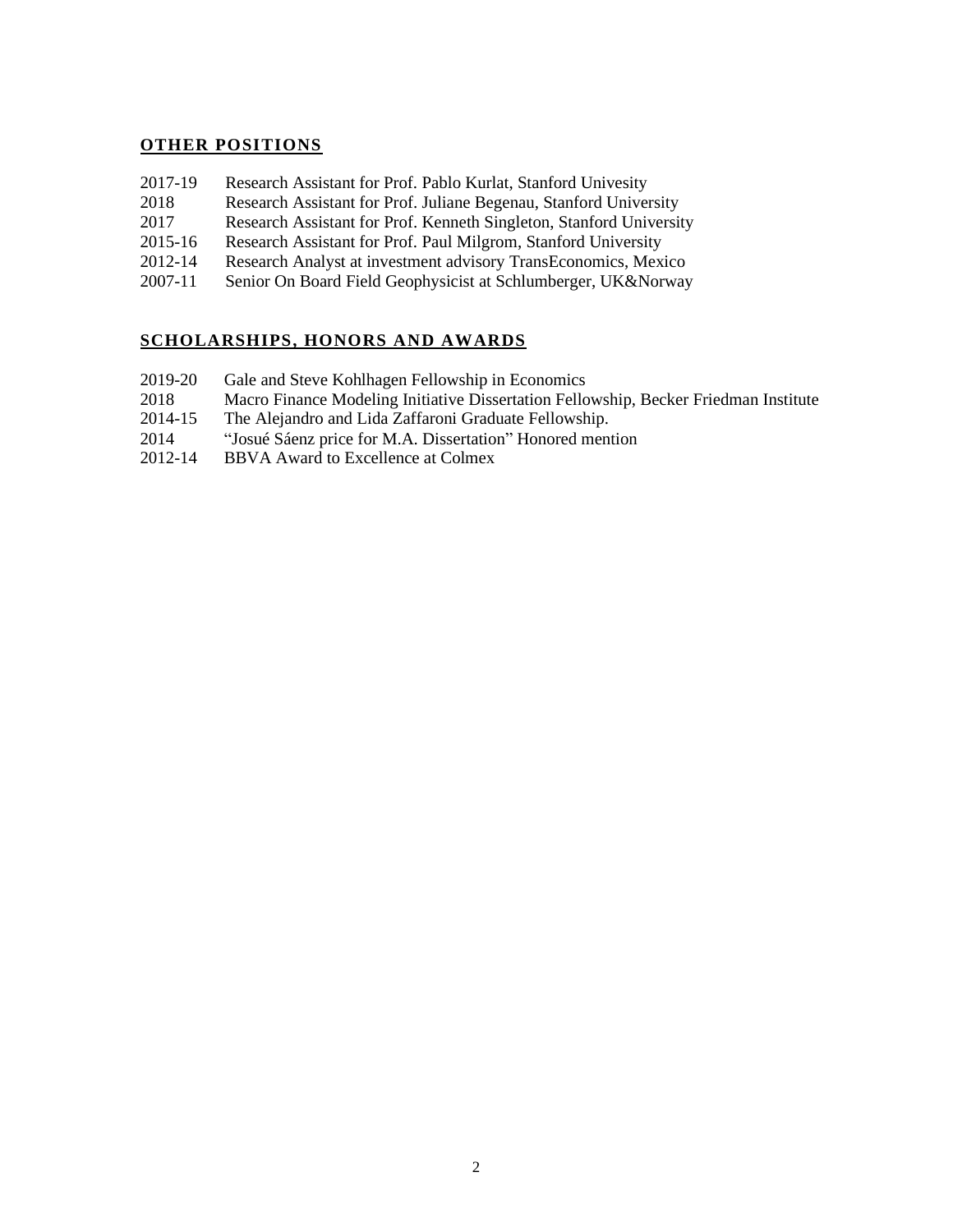## OTHER POSITIONS

| | |
|---|---|
| 2017-19 | Research Assistant for Prof. Pablo Kurlat, Stanford Univesity |
| 2018 | Research Assistant for Prof. Juliane Begenau, Stanford University |
| 2017 | Research Assistant for Prof. Kenneth Singleton, Stanford University |
| 2015-16 | Research Assistant for Prof. Paul Milgrom, Stanford University |
| 2012-14 | Research Analyst at investment advisory TransEconomics, Mexico |
| 2007-11 | Senior On Board Field Geophysicist at Schlumberger, UK&Norway |

## SCHOLARSHIPS, HONORS AND AWARDS

| | |
|---|---|
| 2019-20 | Gale and Steve Kohlhagen Fellowship in Economics |
| 2018 | Macro Finance Modeling Initiative Dissertation Fellowship, Becker Friedman Institute |
| 2014-15 | The Alejandro and Lida Zaffaroni Graduate Fellowship. |
| 2014 | "Josué Sáenz price for M.A. Dissertation" Honored mention |
| 2012-14 | BBVA Award to Excellence at Colmex |